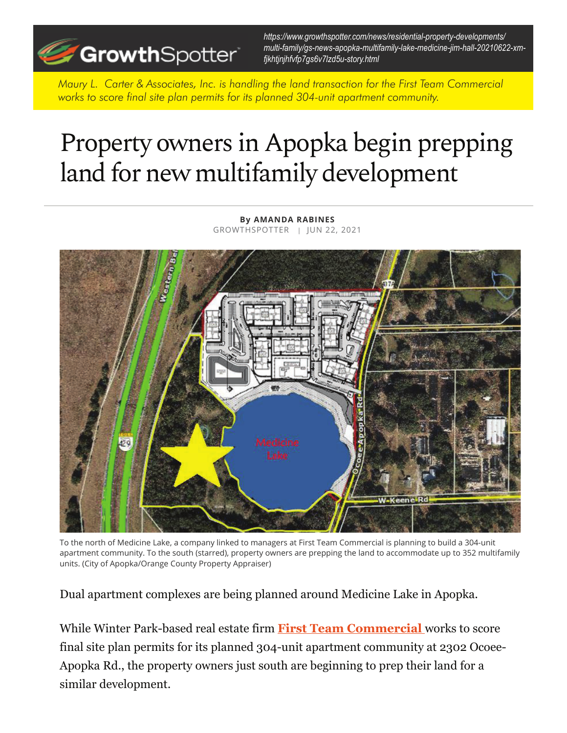https://www.growthspotter.com/news/residential-property-developments/multi-family/gs-news-apopka-multifamily-lake-medicine-jim-hall-20210622-xm-fjkhtjnjhfvfp7gs6v7lzd5u-story.html

*Maury L. Carter & Associates, Inc. is handling the land transaction for the First Team Commercial works to score final site plan permits for its planned 304-unit apartment community.*

# Property owners in Apopka begin prepping land for new multifamily development

**By AMANDA RABINES**
GROWTHSPOTTER | JUN 22, 2021

To the north of Medicine Lake, a company linked to managers at First Team Commercial is planning to build a 304-unit apartment community. To the south (starred), property owners are prepping the land to accommodate up to 352 multifamily units. (City of Apopka/Orange County Property Appraiser)

Dual apartment complexes are being planned around Medicine Lake in Apopka.

While Winter Park-based real estate firm **First Team Commercial** works to score final site plan permits for its planned 304-unit apartment community at 2302 Ocoee-Apopka Rd., the property owners just south are beginning to prep their land for a similar development.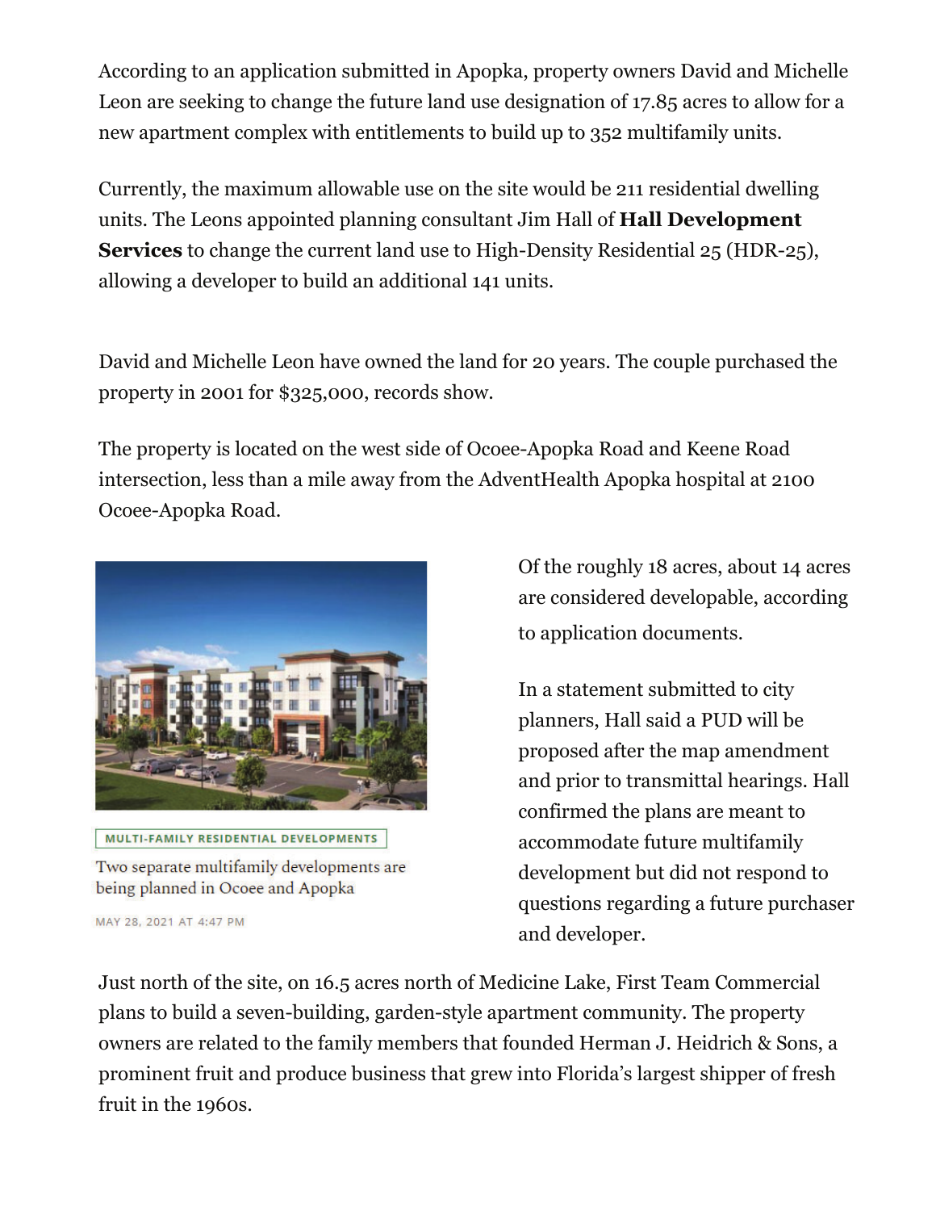According to an application submitted in Apopka, property owners David and Michelle Leon are seeking to change the future land use designation of 17.85 acres to allow for a new apartment complex with entitlements to build up to 352 multifamily units.

Currently, the maximum allowable use on the site would be 211 residential dwelling units. The Leons appointed planning consultant Jim Hall of **Hall Development Services** to change the current land use to High-Density Residential 25 (HDR-25), allowing a developer to build an additional 141 units.

David and Michelle Leon have owned the land for 20 years. The couple purchased the property in 2001 for $325,000, records show.

The property is located on the west side of Ocoee-Apopka Road and Keene Road intersection, less than a mile away from the AdventHealth Apopka hospital at 2100 Ocoee-Apopka Road.

MULTI-FAMILY RESIDENTIAL DEVELOPMENTS

Two separate multifamily developments are being planned in Ocoee and Apopka

MAY 28, 2021 AT 4:47 PM

Of the roughly 18 acres, about 14 acres are considered developable, according to application documents.

In a statement submitted to city planners, Hall said a PUD will be proposed after the map amendment and prior to transmittal hearings. Hall confirmed the plans are meant to accommodate future multifamily development but did not respond to questions regarding a future purchaser and developer.

Just north of the site, on 16.5 acres north of Medicine Lake, First Team Commercial plans to build a seven-building, garden-style apartment community. The property owners are related to the family members that founded Herman J. Heidrich & Sons, a prominent fruit and produce business that grew into Florida's largest shipper of fresh fruit in the 1960s.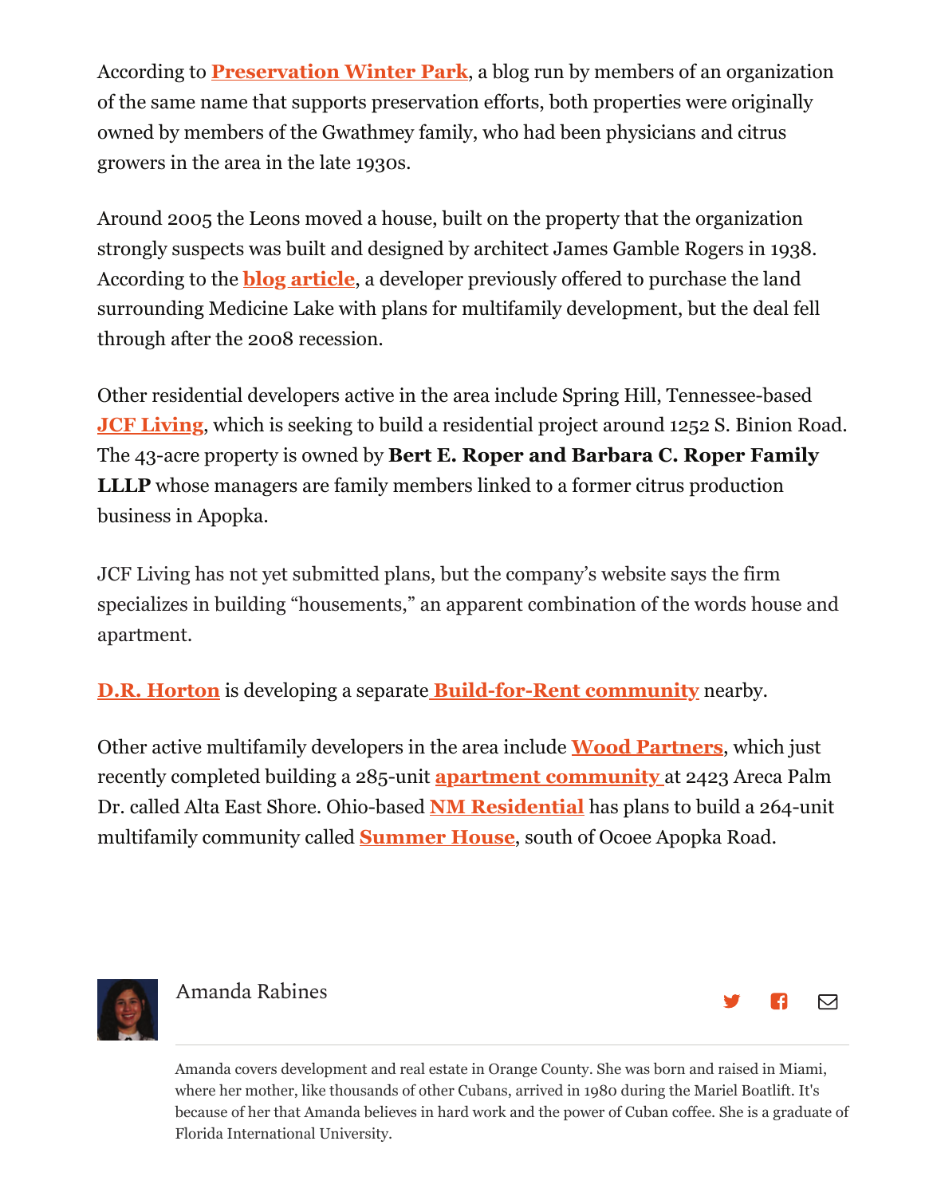According to **Preservation Winter Park**, a blog run by members of an organization of the same name that supports preservation efforts, both properties were originally owned by members of the Gwathmey family, who had been physicians and citrus growers in the area in the late 1930s.

Around 2005 the Leons moved a house, built on the property that the organization strongly suspects was built and designed by architect James Gamble Rogers in 1938. According to the **blog article**, a developer previously offered to purchase the land surrounding Medicine Lake with plans for multifamily development, but the deal fell through after the 2008 recession.

Other residential developers active in the area include Spring Hill, Tennessee-based **JCF Living**, which is seeking to build a residential project around 1252 S. Binion Road. The 43-acre property is owned by **Bert E. Roper and Barbara C. Roper Family LLLP** whose managers are family members linked to a former citrus production business in Apopka.

JCF Living has not yet submitted plans, but the company's website says the firm specializes in building "housements," an apparent combination of the words house and apartment.

**D.R. Horton** is developing a separate **Build-for-Rent community** nearby.

Other active multifamily developers in the area include **Wood Partners**, which just recently completed building a 285-unit **apartment community** at 2423 Areca Palm Dr. called Alta East Shore. Ohio-based **NM Residential** has plans to build a 264-unit multifamily community called **Summer House**, south of Ocoee Apopka Road.

Amanda Rabines

Amanda covers development and real estate in Orange County. She was born and raised in Miami, where her mother, like thousands of other Cubans, arrived in 1980 during the Mariel Boatlift. It's because of her that Amanda believes in hard work and the power of Cuban coffee. She is a graduate of Florida International University.